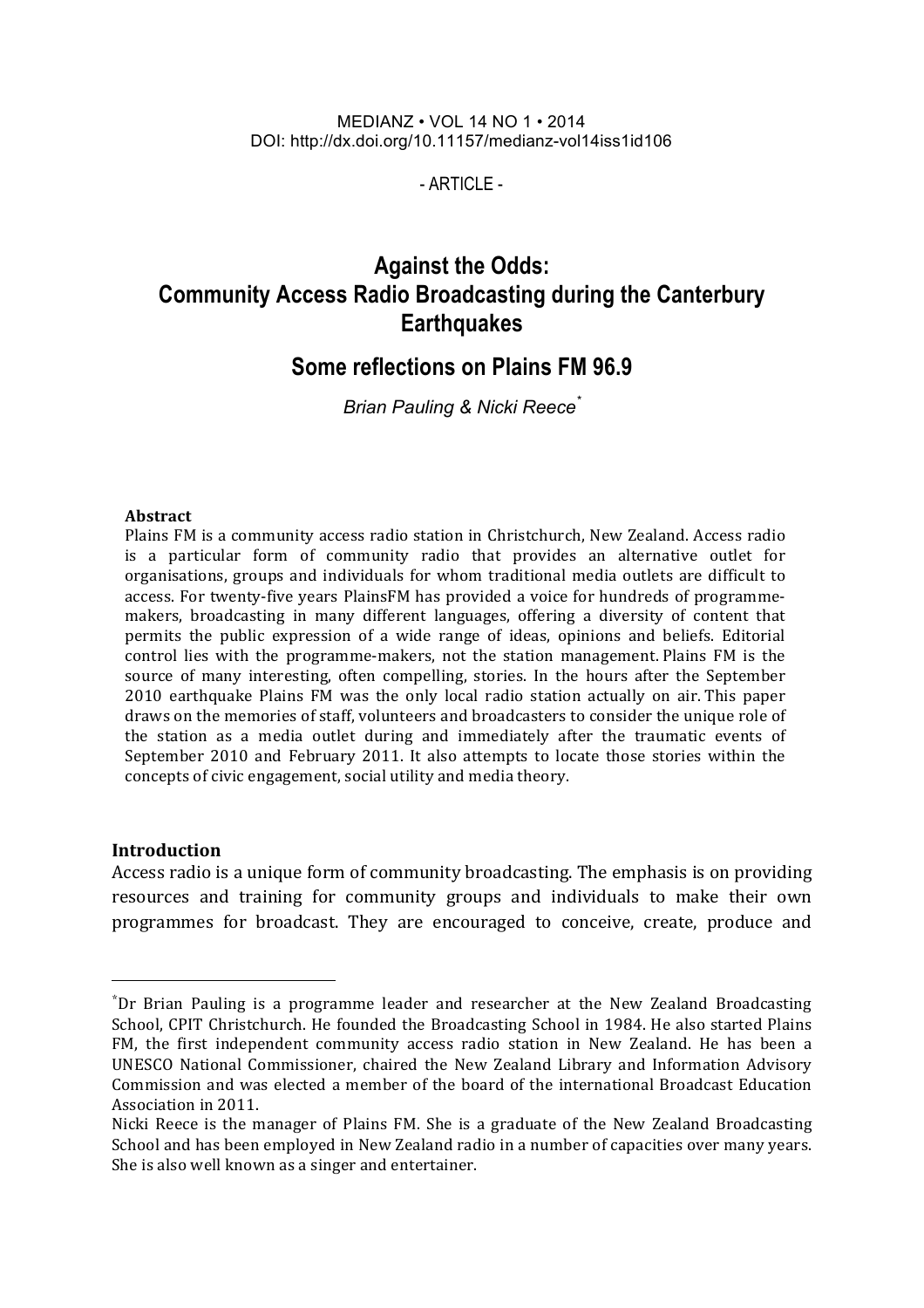MEDIANZ • VOL 14 NO 1 • 2014
DOI: http://dx.doi.org/10.11157/medianz-vol14iss1id106

- ARTICLE -

# Against the Odds: Community Access Radio Broadcasting during the Canterbury Earthquakes

## Some reflections on Plains FM 96.9

*Brian Pauling & Nicki Reece*[*]

### Abstract

Plains FM is a community access radio station in Christchurch, New Zealand. Access radio is a particular form of community radio that provides an alternative outlet for organisations, groups and individuals for whom traditional media outlets are difficult to access. For twenty-five years PlainsFM has provided a voice for hundreds of programme-makers, broadcasting in many different languages, offering a diversity of content that permits the public expression of a wide range of ideas, opinions and beliefs. Editorial control lies with the programme-makers, not the station management. Plains FM is the source of many interesting, often compelling, stories. In the hours after the September 2010 earthquake Plains FM was the only local radio station actually on air. This paper draws on the memories of staff, volunteers and broadcasters to consider the unique role of the station as a media outlet during and immediately after the traumatic events of September 2010 and February 2011. It also attempts to locate those stories within the concepts of civic engagement, social utility and media theory.

### Introduction

Access radio is a unique form of community broadcasting. The emphasis is on providing resources and training for community groups and individuals to make their own programmes for broadcast. They are encouraged to conceive, create, produce and

---

[*] Dr Brian Pauling is a programme leader and researcher at the New Zealand Broadcasting School, CPIT Christchurch. He founded the Broadcasting School in 1984. He also started Plains FM, the first independent community access radio station in New Zealand. He has been a UNESCO National Commissioner, chaired the New Zealand Library and Information Advisory Commission and was elected a member of the board of the international Broadcast Education Association in 2011.

Nicki Reece is the manager of Plains FM. She is a graduate of the New Zealand Broadcasting School and has been employed in New Zealand radio in a number of capacities over many years. She is also well known as a singer and entertainer.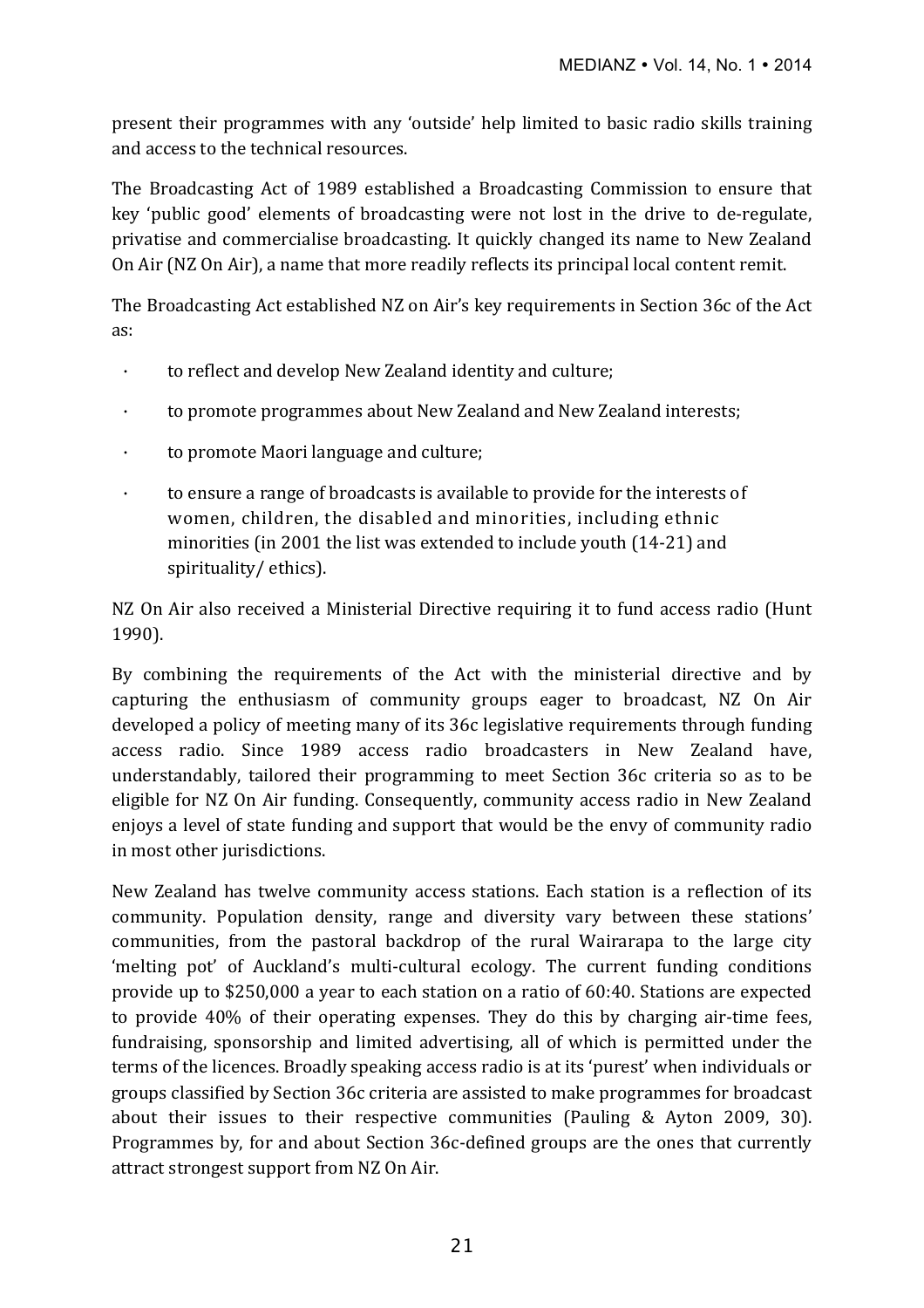present their programmes with any 'outside' help limited to basic radio skills training and access to the technical resources.

The Broadcasting Act of 1989 established a Broadcasting Commission to ensure that key 'public good' elements of broadcasting were not lost in the drive to de-regulate, privatise and commercialise broadcasting. It quickly changed its name to New Zealand On Air (NZ On Air), a name that more readily reflects its principal local content remit.

The Broadcasting Act established NZ on Air's key requirements in Section 36c of the Act as:

- to reflect and develop New Zealand identity and culture;
- to promote programmes about New Zealand and New Zealand interests;
- to promote Maori language and culture;
- to ensure a range of broadcasts is available to provide for the interests of women, children, the disabled and minorities, including ethnic minorities (in 2001 the list was extended to include youth (14-21) and spirituality/ ethics).

NZ On Air also received a Ministerial Directive requiring it to fund access radio (Hunt 1990).

By combining the requirements of the Act with the ministerial directive and by capturing the enthusiasm of community groups eager to broadcast, NZ On Air developed a policy of meeting many of its 36c legislative requirements through funding access radio. Since 1989 access radio broadcasters in New Zealand have, understandably, tailored their programming to meet Section 36c criteria so as to be eligible for NZ On Air funding. Consequently, community access radio in New Zealand enjoys a level of state funding and support that would be the envy of community radio in most other jurisdictions.

New Zealand has twelve community access stations. Each station is a reflection of its community. Population density, range and diversity vary between these stations' communities, from the pastoral backdrop of the rural Wairarapa to the large city 'melting pot' of Auckland's multi-cultural ecology. The current funding conditions provide up to $250,000 a year to each station on a ratio of 60:40. Stations are expected to provide 40% of their operating expenses. They do this by charging air-time fees, fundraising, sponsorship and limited advertising, all of which is permitted under the terms of the licences. Broadly speaking access radio is at its 'purest' when individuals or groups classified by Section 36c criteria are assisted to make programmes for broadcast about their issues to their respective communities (Pauling & Ayton 2009, 30). Programmes by, for and about Section 36c-defined groups are the ones that currently attract strongest support from NZ On Air.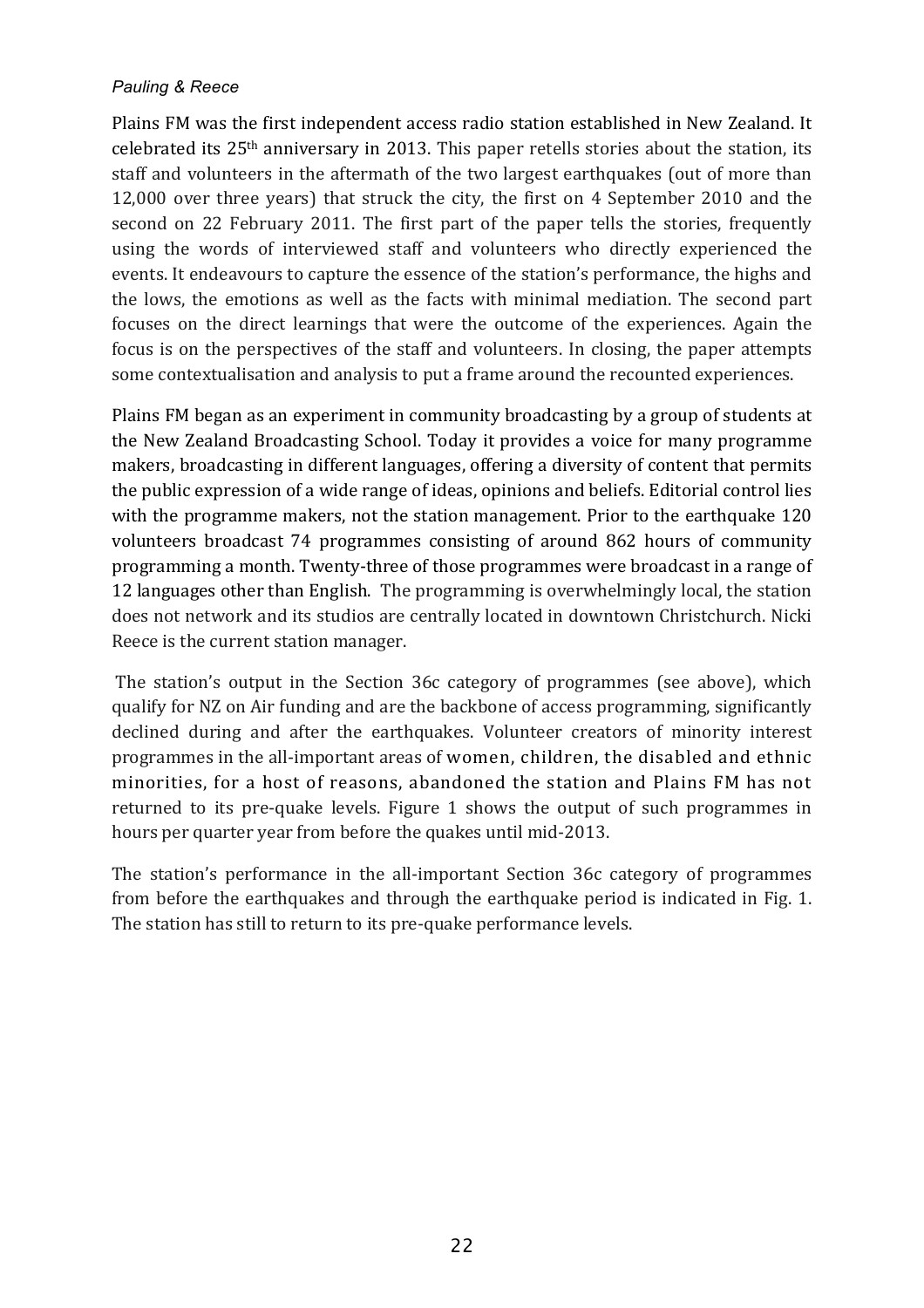Plains FM was the first independent access radio station established in New Zealand. It celebrated its 25th anniversary in 2013. This paper retells stories about the station, its staff and volunteers in the aftermath of the two largest earthquakes (out of more than 12,000 over three years) that struck the city, the first on 4 September 2010 and the second on 22 February 2011. The first part of the paper tells the stories, frequently using the words of interviewed staff and volunteers who directly experienced the events. It endeavours to capture the essence of the station's performance, the highs and the lows, the emotions as well as the facts with minimal mediation. The second part focuses on the direct learnings that were the outcome of the experiences. Again the focus is on the perspectives of the staff and volunteers. In closing, the paper attempts some contextualisation and analysis to put a frame around the recounted experiences.

Plains FM began as an experiment in community broadcasting by a group of students at the New Zealand Broadcasting School. Today it provides a voice for many programme makers, broadcasting in different languages, offering a diversity of content that permits the public expression of a wide range of ideas, opinions and beliefs. Editorial control lies with the programme makers, not the station management. Prior to the earthquake 120 volunteers broadcast 74 programmes consisting of around 862 hours of community programming a month. Twenty-three of those programmes were broadcast in a range of 12 languages other than English. The programming is overwhelmingly local, the station does not network and its studios are centrally located in downtown Christchurch. Nicki Reece is the current station manager.

The station's output in the Section 36c category of programmes (see above), which qualify for NZ on Air funding and are the backbone of access programming, significantly declined during and after the earthquakes. Volunteer creators of minority interest programmes in the all-important areas of women, children, the disabled and ethnic minorities, for a host of reasons, abandoned the station and Plains FM has not returned to its pre-quake levels. Figure 1 shows the output of such programmes in hours per quarter year from before the quakes until mid-2013.

The station's performance in the all-important Section 36c category of programmes from before the earthquakes and through the earthquake period is indicated in Fig. 1. The station has still to return to its pre-quake performance levels.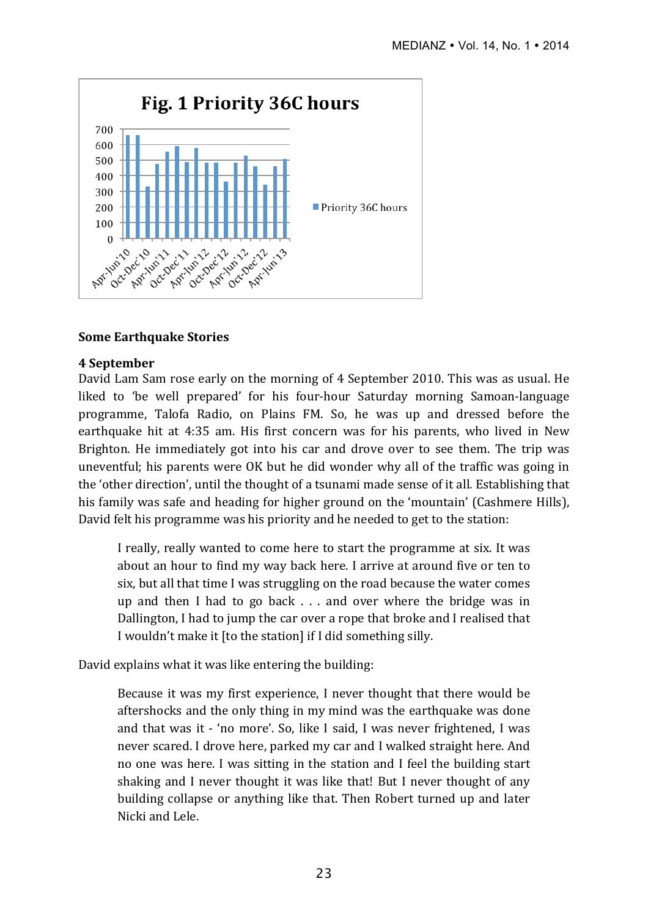Fig. 1 Priority 36C hours

Some Earthquake Stories

**4 September**

David Lam Sam rose early on the morning of 4 September 2010. This was as usual. He liked to 'be well prepared' for his four-hour Saturday morning Samoan-language programme, Talofa Radio, on Plains FM. So, he was up and dressed before the earthquake hit at 4:35 am. His first concern was for his parents, who lived in New Brighton. He immediately got into his car and drove over to see them. The trip was uneventful; his parents were OK but he did wonder why all of the traffic was going in the 'other direction', until the thought of a tsunami made sense of it all. Establishing that his family was safe and heading for higher ground on the 'mountain' (Cashmere Hills), David felt his programme was his priority and he needed to get to the station:

> I really, really wanted to come here to start the programme at six. It was about an hour to find my way back here. I arrive at around five or ten to six, but all that time I was struggling on the road because the water comes up and then I had to go back . . . and over where the bridge was in Dallington, I had to jump the car over a rope that broke and I realised that I wouldn't make it [to the station] if I did something silly.

David explains what it was like entering the building:

> Because it was my first experience, I never thought that there would be aftershocks and the only thing in my mind was the earthquake was done and that was it - 'no more'. So, like I said, I was never frightened, I was never scared. I drove here, parked my car and I walked straight here. And no one was here. I was sitting in the station and I feel the building start shaking and I never thought it was like that! But I never thought of any building collapse or anything like that. Then Robert turned up and later Nicki and Lele.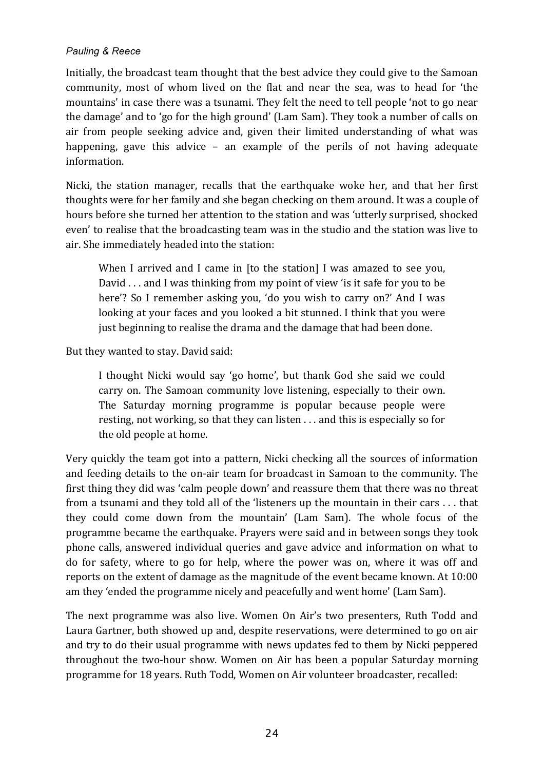Initially, the broadcast team thought that the best advice they could give to the Samoan community, most of whom lived on the flat and near the sea, was to head for 'the mountains' in case there was a tsunami. They felt the need to tell people 'not to go near the damage' and to 'go for the high ground' (Lam Sam). They took a number of calls on air from people seeking advice and, given their limited understanding of what was happening, gave this advice – an example of the perils of not having adequate information.

Nicki, the station manager, recalls that the earthquake woke her, and that her first thoughts were for her family and she began checking on them around. It was a couple of hours before she turned her attention to the station and was 'utterly surprised, shocked even' to realise that the broadcasting team was in the studio and the station was live to air. She immediately headed into the station:

> When I arrived and I came in [to the station] I was amazed to see you, David . . . and I was thinking from my point of view 'is it safe for you to be here'? So I remember asking you, 'do you wish to carry on?' And I was looking at your faces and you looked a bit stunned. I think that you were just beginning to realise the drama and the damage that had been done.

But they wanted to stay. David said:

> I thought Nicki would say 'go home', but thank God she said we could carry on. The Samoan community love listening, especially to their own. The Saturday morning programme is popular because people were resting, not working, so that they can listen . . . and this is especially so for the old people at home.

Very quickly the team got into a pattern, Nicki checking all the sources of information and feeding details to the on-air team for broadcast in Samoan to the community. The first thing they did was 'calm people down' and reassure them that there was no threat from a tsunami and they told all of the 'listeners up the mountain in their cars . . . that they could come down from the mountain' (Lam Sam). The whole focus of the programme became the earthquake. Prayers were said and in between songs they took phone calls, answered individual queries and gave advice and information on what to do for safety, where to go for help, where the power was on, where it was off and reports on the extent of damage as the magnitude of the event became known. At 10:00 am they 'ended the programme nicely and peacefully and went home' (Lam Sam).

The next programme was also live. Women On Air's two presenters, Ruth Todd and Laura Gartner, both showed up and, despite reservations, were determined to go on air and try to do their usual programme with news updates fed to them by Nicki peppered throughout the two-hour show. Women on Air has been a popular Saturday morning programme for 18 years. Ruth Todd, Women on Air volunteer broadcaster, recalled: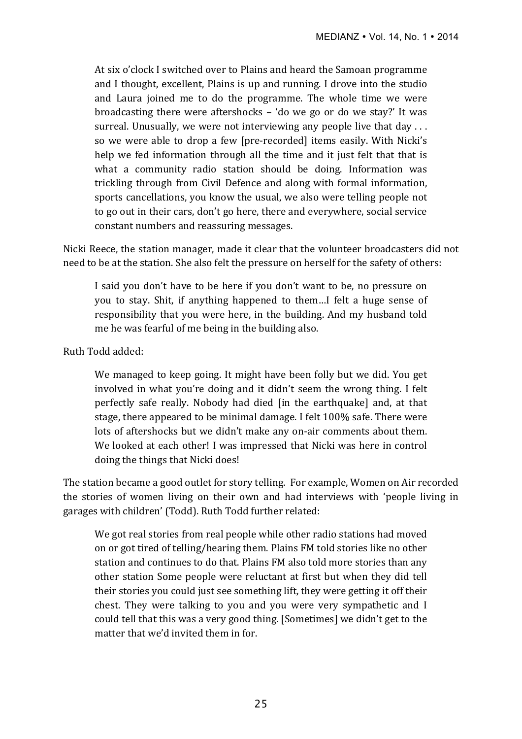> At six o'clock I switched over to Plains and heard the Samoan programme and I thought, excellent, Plains is up and running. I drove into the studio and Laura joined me to do the programme. The whole time we were broadcasting there were aftershocks – 'do we go or do we stay?' It was surreal. Unusually, we were not interviewing any people live that day . . . so we were able to drop a few [pre-recorded] items easily. With Nicki's help we fed information through all the time and it just felt that that is what a community radio station should be doing. Information was trickling through from Civil Defence and along with formal information, sports cancellations, you know the usual, we also were telling people not to go out in their cars, don't go here, there and everywhere, social service constant numbers and reassuring messages.

Nicki Reece, the station manager, made it clear that the volunteer broadcasters did not need to be at the station. She also felt the pressure on herself for the safety of others:

> I said you don't have to be here if you don't want to be, no pressure on you to stay. Shit, if anything happened to them…I felt a huge sense of responsibility that you were here, in the building. And my husband told me he was fearful of me being in the building also.

Ruth Todd added:

> We managed to keep going. It might have been folly but we did. You get involved in what you're doing and it didn't seem the wrong thing. I felt perfectly safe really. Nobody had died [in the earthquake] and, at that stage, there appeared to be minimal damage. I felt 100% safe. There were lots of aftershocks but we didn't make any on-air comments about them. We looked at each other! I was impressed that Nicki was here in control doing the things that Nicki does!

The station became a good outlet for story telling. For example, Women on Air recorded the stories of women living on their own and had interviews with 'people living in garages with children' (Todd). Ruth Todd further related:

> We got real stories from real people while other radio stations had moved on or got tired of telling/hearing them. Plains FM told stories like no other station and continues to do that. Plains FM also told more stories than any other station Some people were reluctant at first but when they did tell their stories you could just see something lift, they were getting it off their chest. They were talking to you and you were very sympathetic and I could tell that this was a very good thing. [Sometimes] we didn't get to the matter that we'd invited them in for.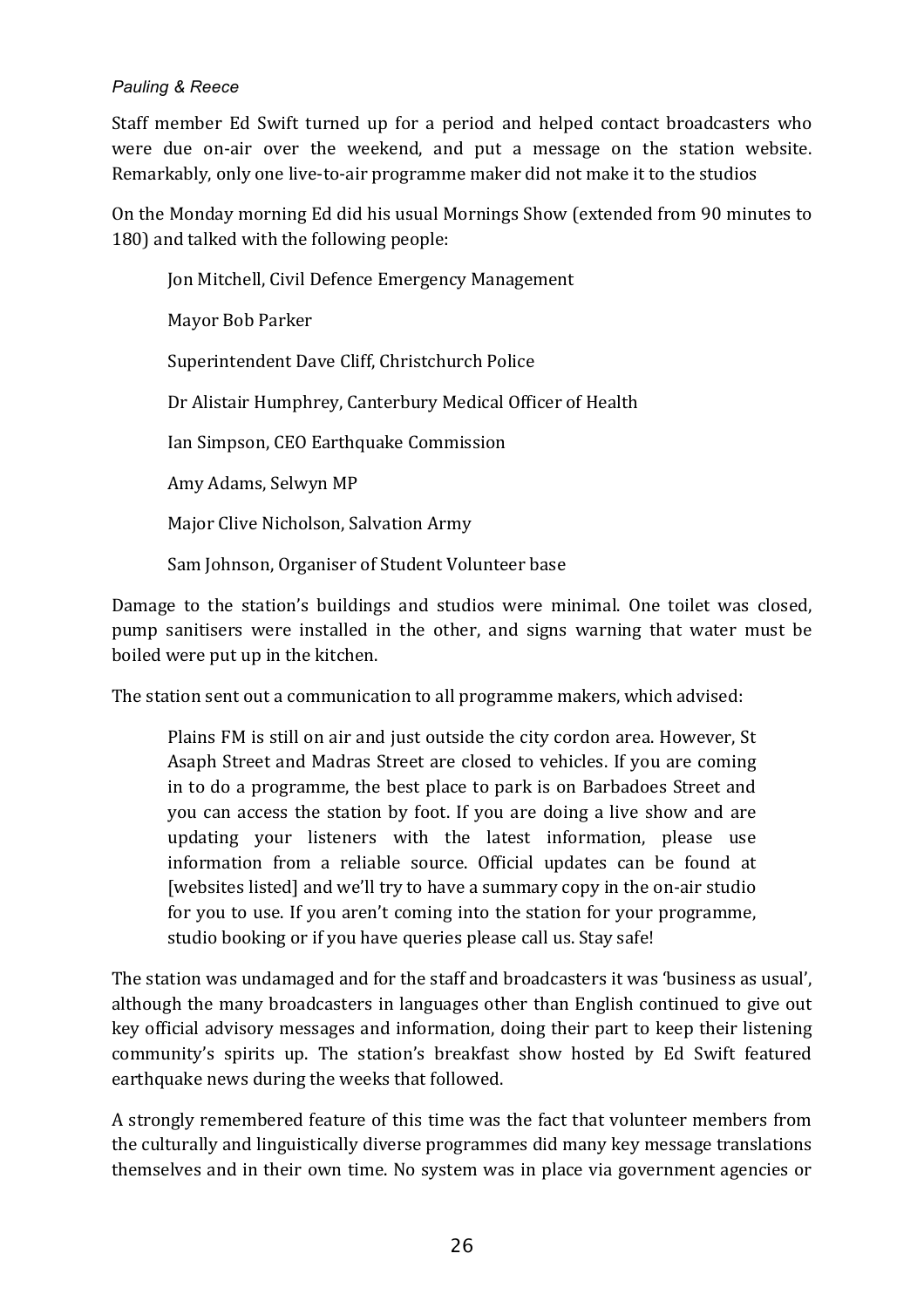Staff member Ed Swift turned up for a period and helped contact broadcasters who were due on-air over the weekend, and put a message on the station website. Remarkably, only one live-to-air programme maker did not make it to the studios

On the Monday morning Ed did his usual Mornings Show (extended from 90 minutes to 180) and talked with the following people:

> Jon Mitchell, Civil Defence Emergency Management
>
> Mayor Bob Parker
>
> Superintendent Dave Cliff, Christchurch Police
>
> Dr Alistair Humphrey, Canterbury Medical Officer of Health
>
> Ian Simpson, CEO Earthquake Commission
>
> Amy Adams, Selwyn MP
>
> Major Clive Nicholson, Salvation Army
>
> Sam Johnson, Organiser of Student Volunteer base

Damage to the station's buildings and studios were minimal. One toilet was closed, pump sanitisers were installed in the other, and signs warning that water must be boiled were put up in the kitchen.

The station sent out a communication to all programme makers, which advised:

> Plains FM is still on air and just outside the city cordon area. However, St Asaph Street and Madras Street are closed to vehicles. If you are coming in to do a programme, the best place to park is on Barbadoes Street and you can access the station by foot. If you are doing a live show and are updating your listeners with the latest information, please use information from a reliable source. Official updates can be found at [websites listed] and we'll try to have a summary copy in the on-air studio for you to use. If you aren't coming into the station for your programme, studio booking or if you have queries please call us. Stay safe!

The station was undamaged and for the staff and broadcasters it was 'business as usual', although the many broadcasters in languages other than English continued to give out key official advisory messages and information, doing their part to keep their listening community's spirits up. The station's breakfast show hosted by Ed Swift featured earthquake news during the weeks that followed.

A strongly remembered feature of this time was the fact that volunteer members from the culturally and linguistically diverse programmes did many key message translations themselves and in their own time. No system was in place via government agencies or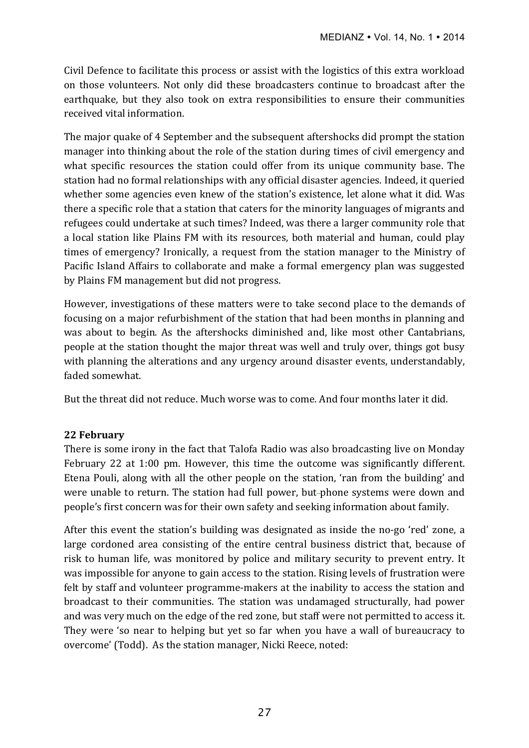Civil Defence to facilitate this process or assist with the logistics of this extra workload on those volunteers. Not only did these broadcasters continue to broadcast after the earthquake, but they also took on extra responsibilities to ensure their communities received vital information.

The major quake of 4 September and the subsequent aftershocks did prompt the station manager into thinking about the role of the station during times of civil emergency and what specific resources the station could offer from its unique community base. The station had no formal relationships with any official disaster agencies. Indeed, it queried whether some agencies even knew of the station's existence, let alone what it did. Was there a specific role that a station that caters for the minority languages of migrants and refugees could undertake at such times? Indeed, was there a larger community role that a local station like Plains FM with its resources, both material and human, could play times of emergency? Ironically, a request from the station manager to the Ministry of Pacific Island Affairs to collaborate and make a formal emergency plan was suggested by Plains FM management but did not progress.

However, investigations of these matters were to take second place to the demands of focusing on a major refurbishment of the station that had been months in planning and was about to begin. As the aftershocks diminished and, like most other Cantabrians, people at the station thought the major threat was well and truly over, things got busy with planning the alterations and any urgency around disaster events, understandably, faded somewhat.

But the threat did not reduce. Much worse was to come. And four months later it did.

**22 February**

There is some irony in the fact that Talofa Radio was also broadcasting live on Monday February 22 at 1:00 pm. However, this time the outcome was significantly different. Etena Pouli, along with all the other people on the station, 'ran from the building' and were unable to return. The station had full power, but phone systems were down and people's first concern was for their own safety and seeking information about family.

After this event the station's building was designated as inside the no-go 'red' zone, a large cordoned area consisting of the entire central business district that, because of risk to human life, was monitored by police and military security to prevent entry. It was impossible for anyone to gain access to the station. Rising levels of frustration were felt by staff and volunteer programme-makers at the inability to access the station and broadcast to their communities. The station was undamaged structurally, had power and was very much on the edge of the red zone, but staff were not permitted to access it. They were 'so near to helping but yet so far when you have a wall of bureaucracy to overcome' (Todd). As the station manager, Nicki Reece, noted: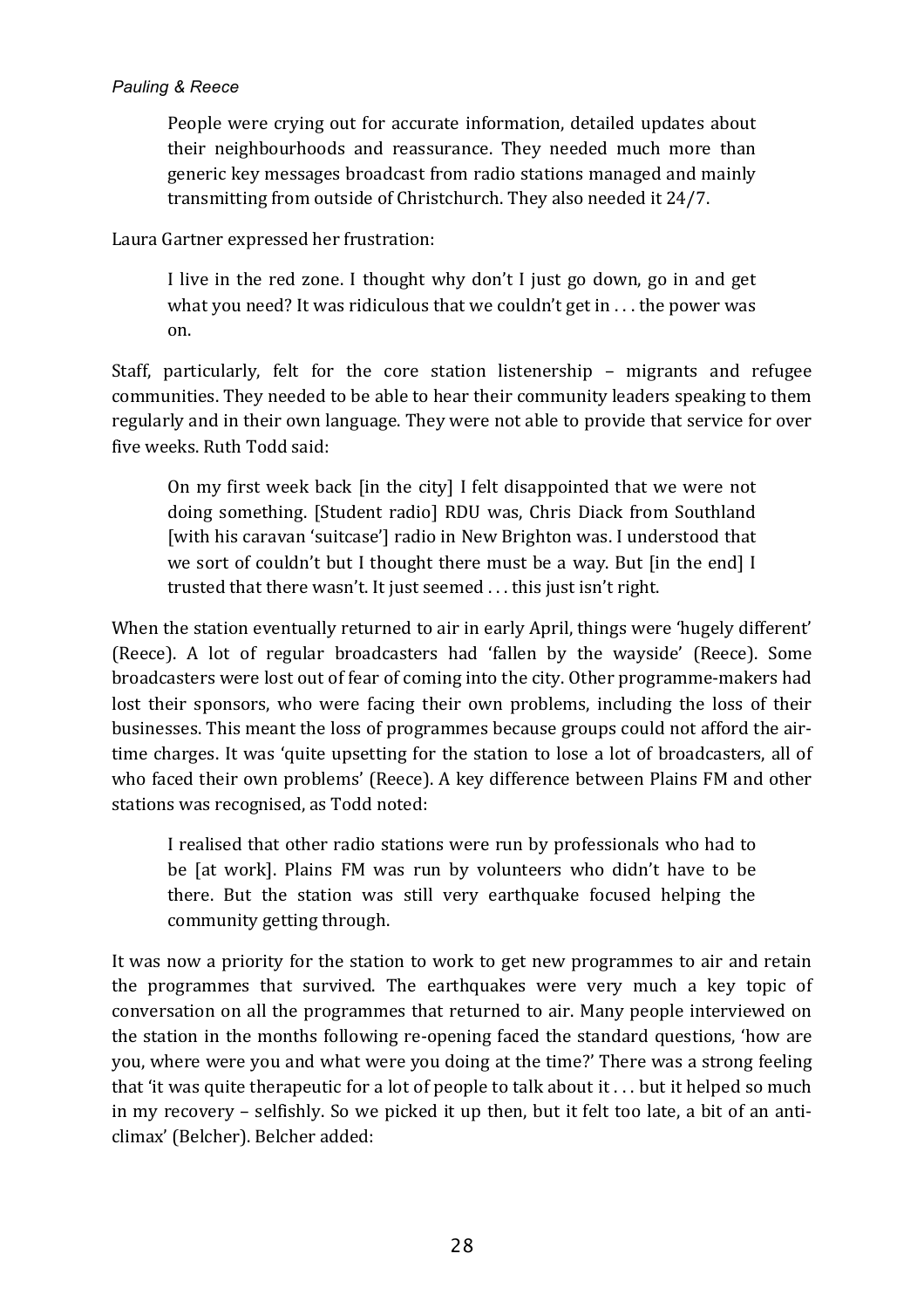> People were crying out for accurate information, detailed updates about their neighbourhoods and reassurance. They needed much more than generic key messages broadcast from radio stations managed and mainly transmitting from outside of Christchurch. They also needed it 24/7.

Laura Gartner expressed her frustration:

> I live in the red zone. I thought why don't I just go down, go in and get what you need? It was ridiculous that we couldn't get in . . . the power was on.

Staff, particularly, felt for the core station listenership – migrants and refugee communities. They needed to be able to hear their community leaders speaking to them regularly and in their own language. They were not able to provide that service for over five weeks. Ruth Todd said:

> On my first week back [in the city] I felt disappointed that we were not doing something. [Student radio] RDU was, Chris Diack from Southland [with his caravan 'suitcase'] radio in New Brighton was. I understood that we sort of couldn't but I thought there must be a way. But [in the end] I trusted that there wasn't. It just seemed . . . this just isn't right.

When the station eventually returned to air in early April, things were 'hugely different' (Reece). A lot of regular broadcasters had 'fallen by the wayside' (Reece). Some broadcasters were lost out of fear of coming into the city. Other programme-makers had lost their sponsors, who were facing their own problems, including the loss of their businesses. This meant the loss of programmes because groups could not afford the air-time charges. It was 'quite upsetting for the station to lose a lot of broadcasters, all of who faced their own problems' (Reece). A key difference between Plains FM and other stations was recognised, as Todd noted:

> I realised that other radio stations were run by professionals who had to be [at work]. Plains FM was run by volunteers who didn't have to be there. But the station was still very earthquake focused helping the community getting through.

It was now a priority for the station to work to get new programmes to air and retain the programmes that survived. The earthquakes were very much a key topic of conversation on all the programmes that returned to air. Many people interviewed on the station in the months following re-opening faced the standard questions, 'how are you, where were you and what were you doing at the time?' There was a strong feeling that 'it was quite therapeutic for a lot of people to talk about it . . . but it helped so much in my recovery – selfishly. So we picked it up then, but it felt too late, a bit of an anti-climax' (Belcher). Belcher added: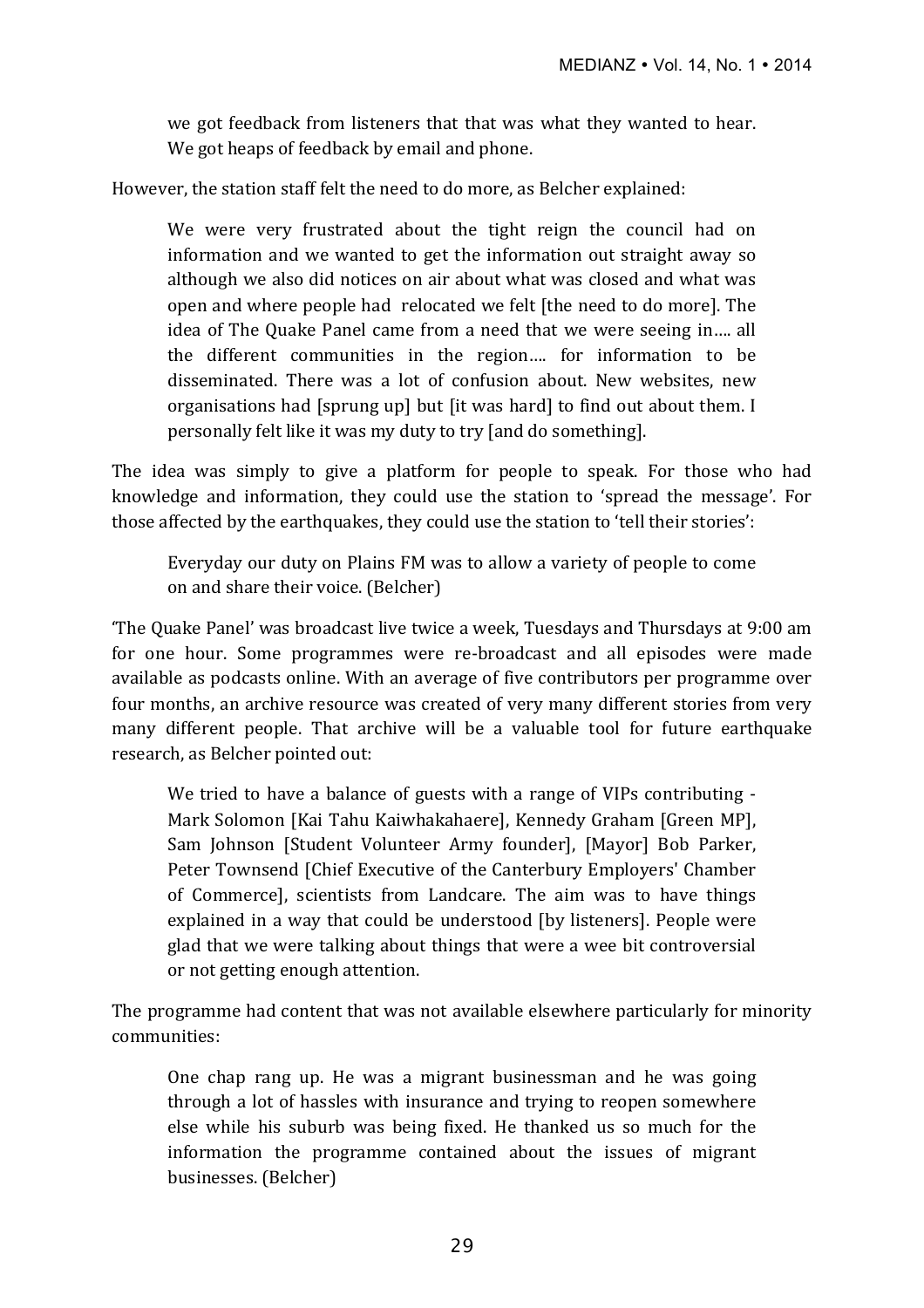> we got feedback from listeners that that was what they wanted to hear. We got heaps of feedback by email and phone.

However, the station staff felt the need to do more, as Belcher explained:

> We were very frustrated about the tight reign the council had on information and we wanted to get the information out straight away so although we also did notices on air about what was closed and what was open and where people had relocated we felt [the need to do more]. The idea of The Quake Panel came from a need that we were seeing in…. all the different communities in the region…. for information to be disseminated. There was a lot of confusion about. New websites, new organisations had [sprung up] but [it was hard] to find out about them. I personally felt like it was my duty to try [and do something].

The idea was simply to give a platform for people to speak. For those who had knowledge and information, they could use the station to 'spread the message'. For those affected by the earthquakes, they could use the station to 'tell their stories':

> Everyday our duty on Plains FM was to allow a variety of people to come on and share their voice. (Belcher)

'The Quake Panel' was broadcast live twice a week, Tuesdays and Thursdays at 9:00 am for one hour. Some programmes were re-broadcast and all episodes were made available as podcasts online. With an average of five contributors per programme over four months, an archive resource was created of very many different stories from very many different people. That archive will be a valuable tool for future earthquake research, as Belcher pointed out:

> We tried to have a balance of guests with a range of VIPs contributing - Mark Solomon [Kai Tahu Kaiwhakahaere], Kennedy Graham [Green MP], Sam Johnson [Student Volunteer Army founder], [Mayor] Bob Parker, Peter Townsend [Chief Executive of the Canterbury Employers' Chamber of Commerce], scientists from Landcare. The aim was to have things explained in a way that could be understood [by listeners]. People were glad that we were talking about things that were a wee bit controversial or not getting enough attention.

The programme had content that was not available elsewhere particularly for minority communities:

> One chap rang up. He was a migrant businessman and he was going through a lot of hassles with insurance and trying to reopen somewhere else while his suburb was being fixed. He thanked us so much for the information the programme contained about the issues of migrant businesses. (Belcher)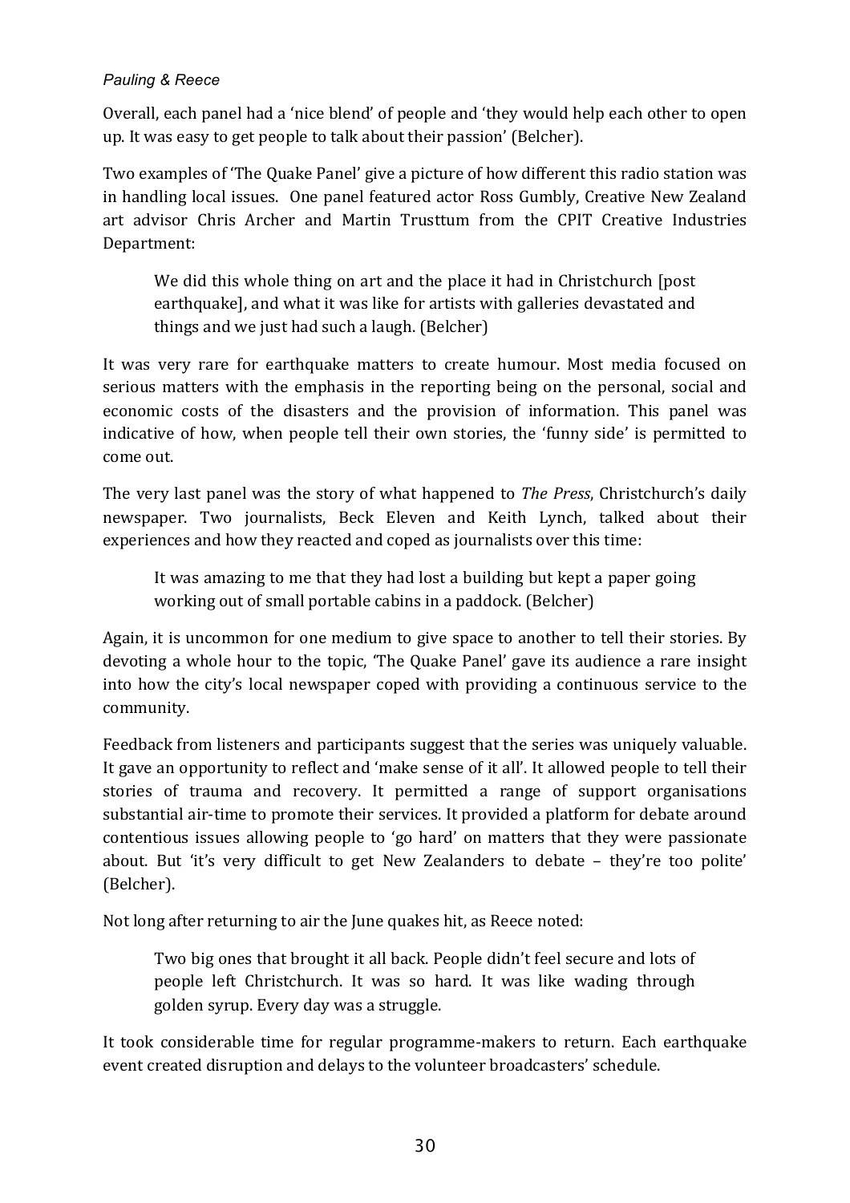Overall, each panel had a 'nice blend' of people and 'they would help each other to open up. It was easy to get people to talk about their passion' (Belcher).

Two examples of 'The Quake Panel' give a picture of how different this radio station was in handling local issues. One panel featured actor Ross Gumbly, Creative New Zealand art advisor Chris Archer and Martin Trusttum from the CPIT Creative Industries Department:

> We did this whole thing on art and the place it had in Christchurch [post earthquake], and what it was like for artists with galleries devastated and things and we just had such a laugh. (Belcher)

It was very rare for earthquake matters to create humour. Most media focused on serious matters with the emphasis in the reporting being on the personal, social and economic costs of the disasters and the provision of information. This panel was indicative of how, when people tell their own stories, the 'funny side' is permitted to come out.

The very last panel was the story of what happened to *The Press*, Christchurch's daily newspaper. Two journalists, Beck Eleven and Keith Lynch, talked about their experiences and how they reacted and coped as journalists over this time:

> It was amazing to me that they had lost a building but kept a paper going working out of small portable cabins in a paddock. (Belcher)

Again, it is uncommon for one medium to give space to another to tell their stories. By devoting a whole hour to the topic, 'The Quake Panel' gave its audience a rare insight into how the city's local newspaper coped with providing a continuous service to the community.

Feedback from listeners and participants suggest that the series was uniquely valuable. It gave an opportunity to reflect and 'make sense of it all'. It allowed people to tell their stories of trauma and recovery. It permitted a range of support organisations substantial air-time to promote their services. It provided a platform for debate around contentious issues allowing people to 'go hard' on matters that they were passionate about. But 'it's very difficult to get New Zealanders to debate – they're too polite' (Belcher).

Not long after returning to air the June quakes hit, as Reece noted:

> Two big ones that brought it all back. People didn't feel secure and lots of people left Christchurch. It was so hard. It was like wading through golden syrup. Every day was a struggle.

It took considerable time for regular programme-makers to return. Each earthquake event created disruption and delays to the volunteer broadcasters' schedule.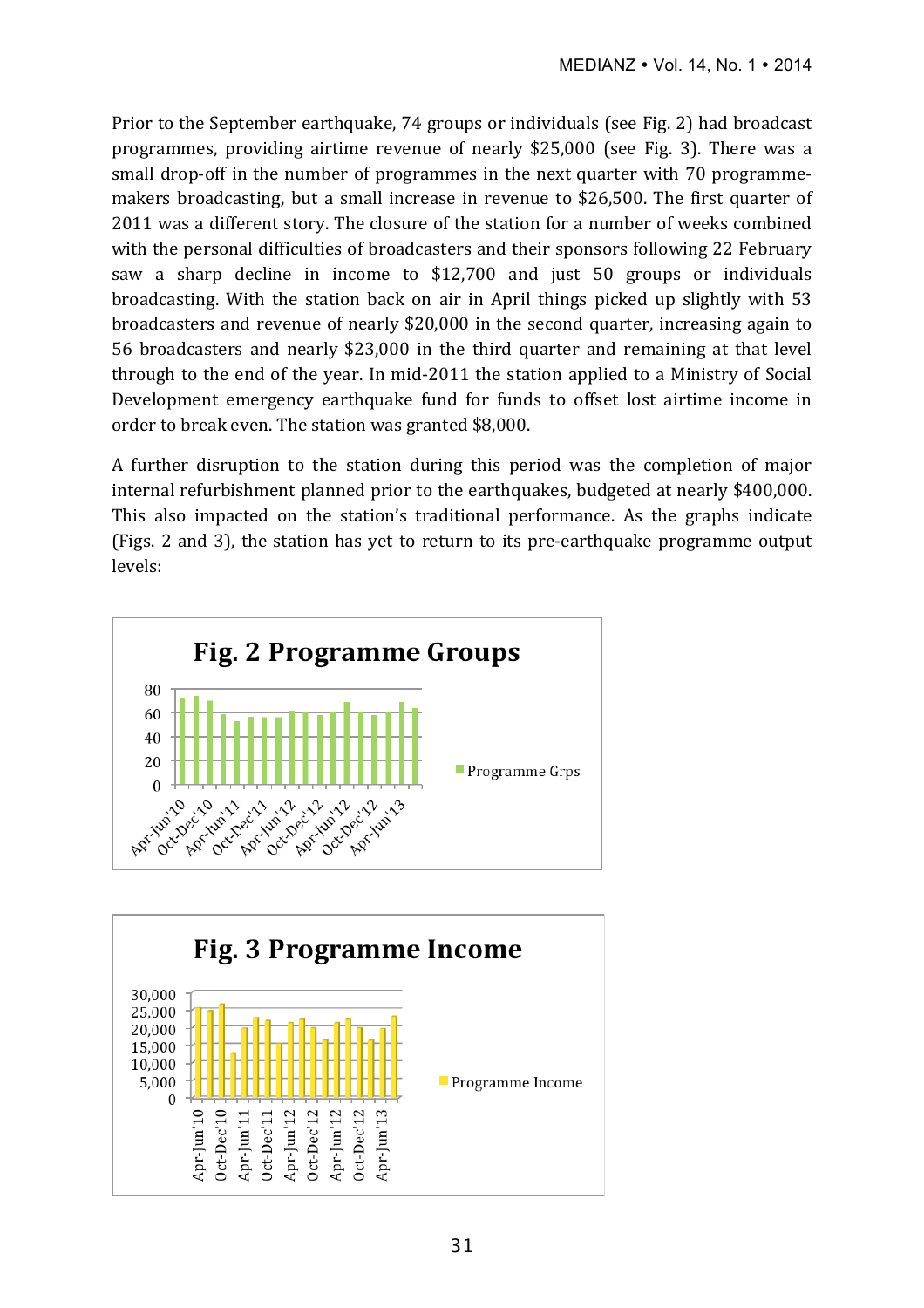Prior to the September earthquake, 74 groups or individuals (see Fig. 2) had broadcast programmes, providing airtime revenue of nearly $25,000 (see Fig. 3). There was a small drop-off in the number of programmes in the next quarter with 70 programme-makers broadcasting, but a small increase in revenue to $26,500. The first quarter of 2011 was a different story. The closure of the station for a number of weeks combined with the personal difficulties of broadcasters and their sponsors following 22 February saw a sharp decline in income to $12,700 and just 50 groups or individuals broadcasting. With the station back on air in April things picked up slightly with 53 broadcasters and revenue of nearly $20,000 in the second quarter, increasing again to 56 broadcasters and nearly $23,000 in the third quarter and remaining at that level through to the end of the year. In mid-2011 the station applied to a Ministry of Social Development emergency earthquake fund for funds to offset lost airtime income in order to break even. The station was granted $8,000.

A further disruption to the station during this period was the completion of major internal refurbishment planned prior to the earthquakes, budgeted at nearly $400,000. This also impacted on the station's traditional performance. As the graphs indicate (Figs. 2 and 3), the station has yet to return to its pre-earthquake programme output levels:

**Fig. 2 Programme Groups**

**Fig. 3 Programme Income**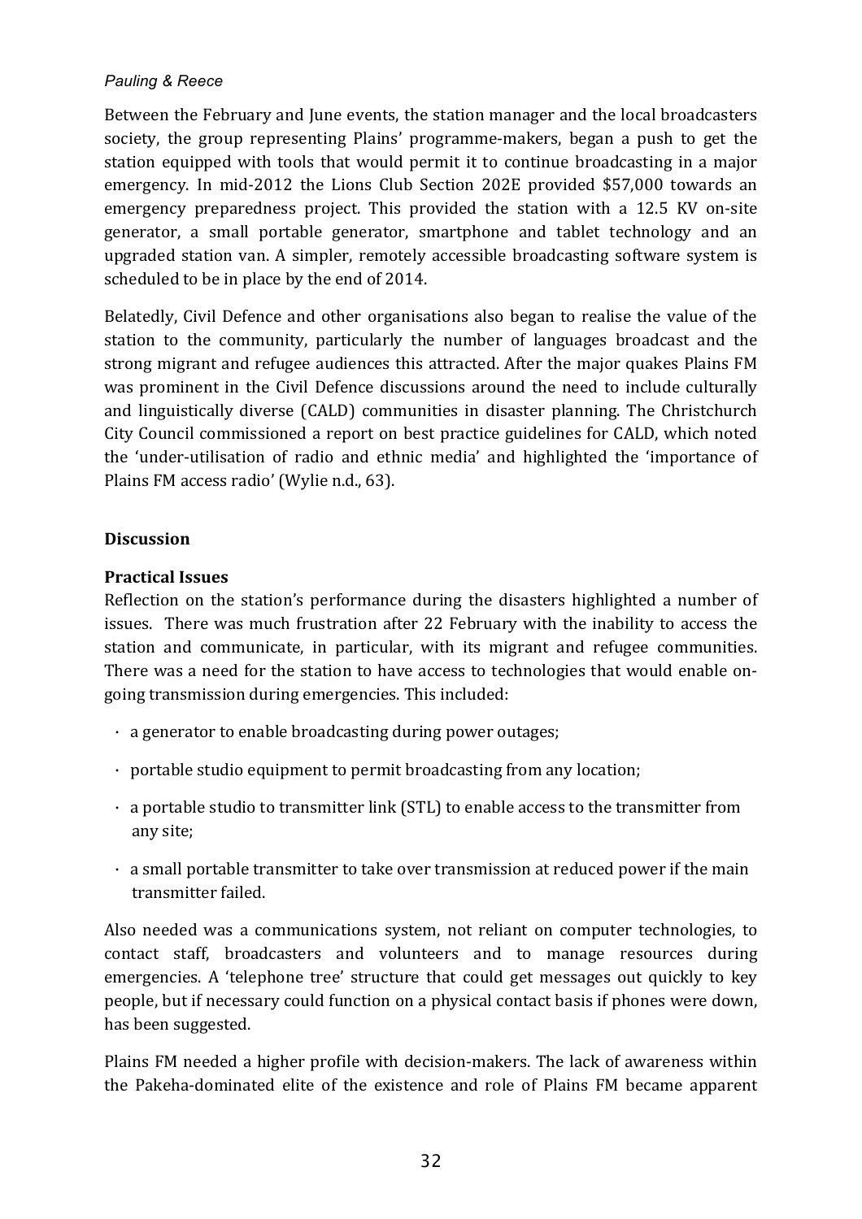Between the February and June events, the station manager and the local broadcasters society, the group representing Plains' programme-makers, began a push to get the station equipped with tools that would permit it to continue broadcasting in a major emergency. In mid-2012 the Lions Club Section 202E provided $57,000 towards an emergency preparedness project. This provided the station with a 12.5 KV on-site generator, a small portable generator, smartphone and tablet technology and an upgraded station van. A simpler, remotely accessible broadcasting software system is scheduled to be in place by the end of 2014.

Belatedly, Civil Defence and other organisations also began to realise the value of the station to the community, particularly the number of languages broadcast and the strong migrant and refugee audiences this attracted. After the major quakes Plains FM was prominent in the Civil Defence discussions around the need to include culturally and linguistically diverse (CALD) communities in disaster planning. The Christchurch City Council commissioned a report on best practice guidelines for CALD, which noted the 'under-utilisation of radio and ethnic media' and highlighted the 'importance of Plains FM access radio' (Wylie n.d., 63).

## Discussion

### Practical Issues

Reflection on the station's performance during the disasters highlighted a number of issues. There was much frustration after 22 February with the inability to access the station and communicate, in particular, with its migrant and refugee communities. There was a need for the station to have access to technologies that would enable on-going transmission during emergencies. This included:

- a generator to enable broadcasting during power outages;
- portable studio equipment to permit broadcasting from any location;
- a portable studio to transmitter link (STL) to enable access to the transmitter from any site;
- a small portable transmitter to take over transmission at reduced power if the main transmitter failed.

Also needed was a communications system, not reliant on computer technologies, to contact staff, broadcasters and volunteers and to manage resources during emergencies. A 'telephone tree' structure that could get messages out quickly to key people, but if necessary could function on a physical contact basis if phones were down, has been suggested.

Plains FM needed a higher profile with decision-makers. The lack of awareness within the Pakeha-dominated elite of the existence and role of Plains FM became apparent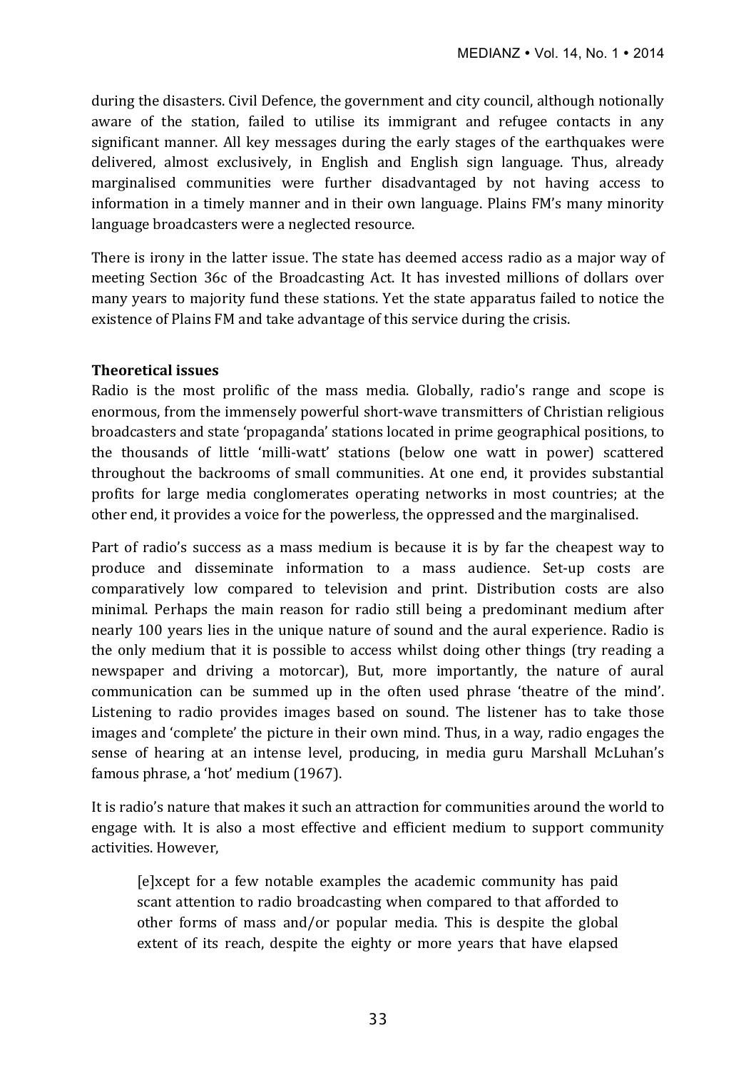during the disasters. Civil Defence, the government and city council, although notionally aware of the station, failed to utilise its immigrant and refugee contacts in any significant manner. All key messages during the early stages of the earthquakes were delivered, almost exclusively, in English and English sign language. Thus, already marginalised communities were further disadvantaged by not having access to information in a timely manner and in their own language. Plains FM's many minority language broadcasters were a neglected resource.

There is irony in the latter issue. The state has deemed access radio as a major way of meeting Section 36c of the Broadcasting Act. It has invested millions of dollars over many years to majority fund these stations. Yet the state apparatus failed to notice the existence of Plains FM and take advantage of this service during the crisis.

**Theoretical issues**

Radio is the most prolific of the mass media. Globally, radio's range and scope is enormous, from the immensely powerful short-wave transmitters of Christian religious broadcasters and state 'propaganda' stations located in prime geographical positions, to the thousands of little 'milli-watt' stations (below one watt in power) scattered throughout the backrooms of small communities. At one end, it provides substantial profits for large media conglomerates operating networks in most countries; at the other end, it provides a voice for the powerless, the oppressed and the marginalised.

Part of radio's success as a mass medium is because it is by far the cheapest way to produce and disseminate information to a mass audience. Set-up costs are comparatively low compared to television and print. Distribution costs are also minimal. Perhaps the main reason for radio still being a predominant medium after nearly 100 years lies in the unique nature of sound and the aural experience. Radio is the only medium that it is possible to access whilst doing other things (try reading a newspaper and driving a motorcar), But, more importantly, the nature of aural communication can be summed up in the often used phrase 'theatre of the mind'. Listening to radio provides images based on sound. The listener has to take those images and 'complete' the picture in their own mind. Thus, in a way, radio engages the sense of hearing at an intense level, producing, in media guru Marshall McLuhan's famous phrase, a 'hot' medium (1967).

It is radio's nature that makes it such an attraction for communities around the world to engage with. It is also a most effective and efficient medium to support community activities. However,

> [e]xcept for a few notable examples the academic community has paid scant attention to radio broadcasting when compared to that afforded to other forms of mass and/or popular media. This is despite the global extent of its reach, despite the eighty or more years that have elapsed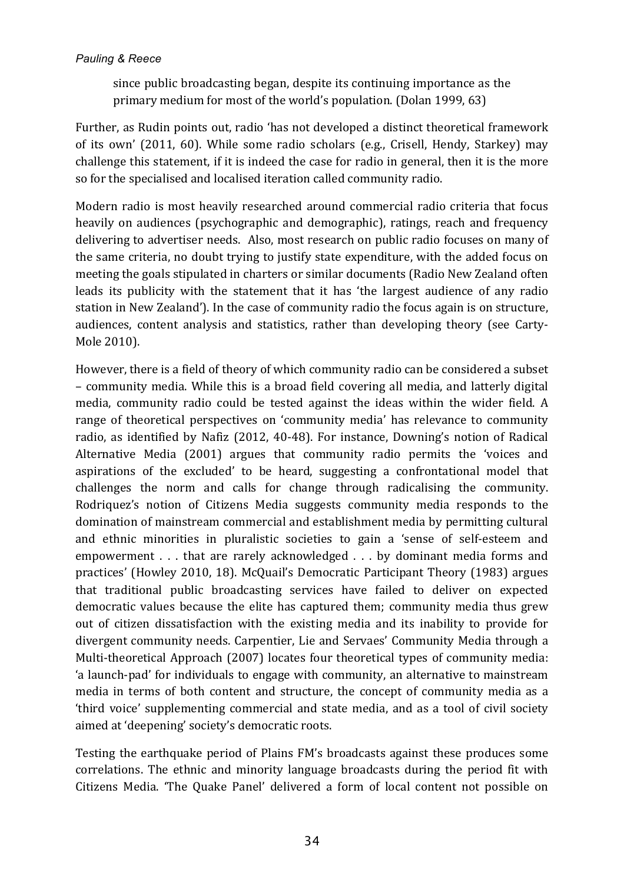> since public broadcasting began, despite its continuing importance as the primary medium for most of the world's population. (Dolan 1999, 63)

Further, as Rudin points out, radio 'has not developed a distinct theoretical framework of its own' (2011, 60). While some radio scholars (e.g., Crisell, Hendy, Starkey) may challenge this statement, if it is indeed the case for radio in general, then it is the more so for the specialised and localised iteration called community radio.

Modern radio is most heavily researched around commercial radio criteria that focus heavily on audiences (psychographic and demographic), ratings, reach and frequency delivering to advertiser needs. Also, most research on public radio focuses on many of the same criteria, no doubt trying to justify state expenditure, with the added focus on meeting the goals stipulated in charters or similar documents (Radio New Zealand often leads its publicity with the statement that it has 'the largest audience of any radio station in New Zealand'). In the case of community radio the focus again is on structure, audiences, content analysis and statistics, rather than developing theory (see Carty-Mole 2010).

However, there is a field of theory of which community radio can be considered a subset – community media. While this is a broad field covering all media, and latterly digital media, community radio could be tested against the ideas within the wider field. A range of theoretical perspectives on 'community media' has relevance to community radio, as identified by Nafiz (2012, 40-48). For instance, Downing's notion of Radical Alternative Media (2001) argues that community radio permits the 'voices and aspirations of the excluded' to be heard, suggesting a confrontational model that challenges the norm and calls for change through radicalising the community. Rodriquez's notion of Citizens Media suggests community media responds to the domination of mainstream commercial and establishment media by permitting cultural and ethnic minorities in pluralistic societies to gain a 'sense of self-esteem and empowerment . . . that are rarely acknowledged . . . by dominant media forms and practices' (Howley 2010, 18). McQuail's Democratic Participant Theory (1983) argues that traditional public broadcasting services have failed to deliver on expected democratic values because the elite has captured them; community media thus grew out of citizen dissatisfaction with the existing media and its inability to provide for divergent community needs. Carpentier, Lie and Servaes' Community Media through a Multi-theoretical Approach (2007) locates four theoretical types of community media: 'a launch-pad' for individuals to engage with community, an alternative to mainstream media in terms of both content and structure, the concept of community media as a 'third voice' supplementing commercial and state media, and as a tool of civil society aimed at 'deepening' society's democratic roots.

Testing the earthquake period of Plains FM's broadcasts against these produces some correlations. The ethnic and minority language broadcasts during the period fit with Citizens Media. 'The Quake Panel' delivered a form of local content not possible on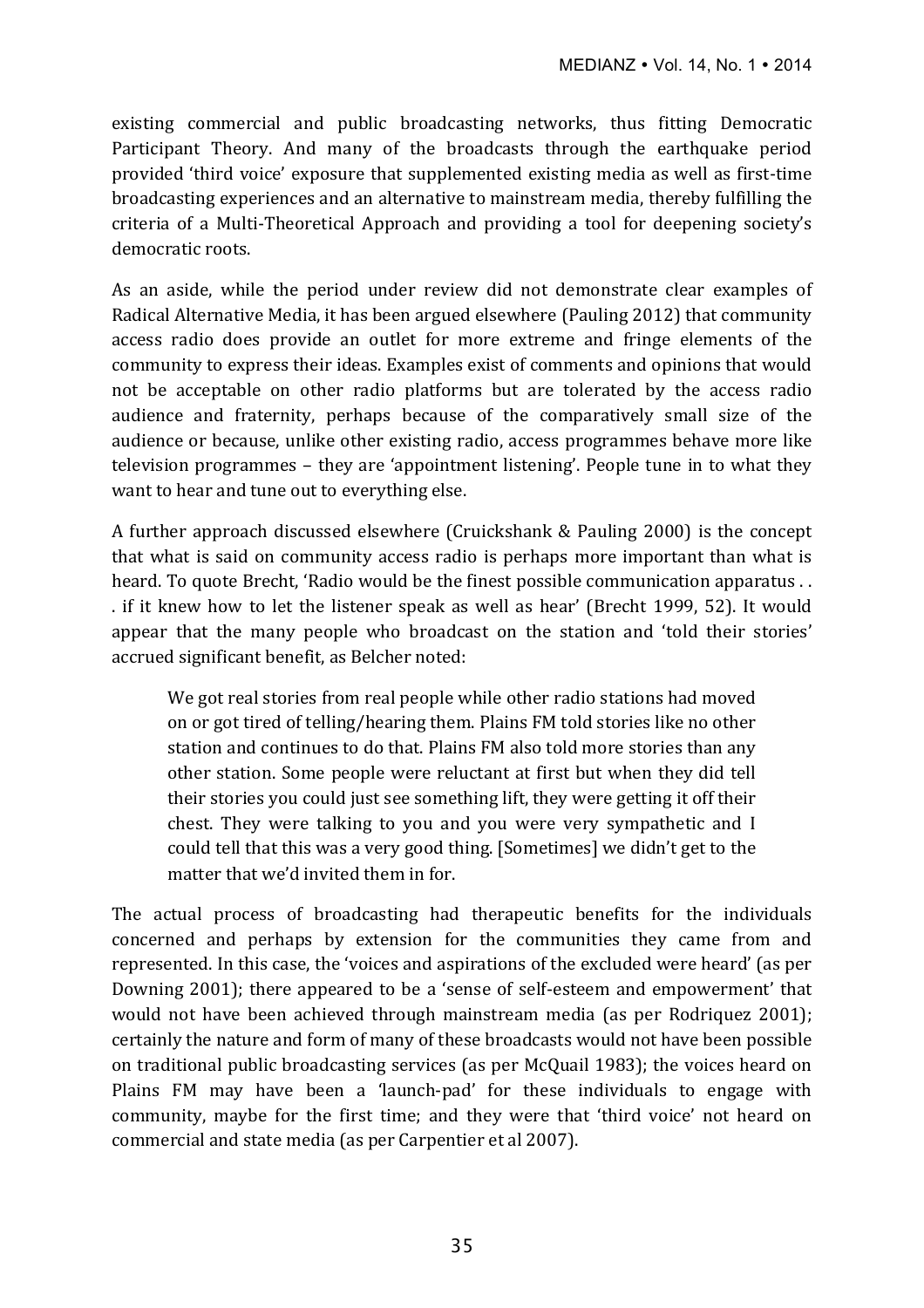existing commercial and public broadcasting networks, thus fitting Democratic Participant Theory. And many of the broadcasts through the earthquake period provided 'third voice' exposure that supplemented existing media as well as first-time broadcasting experiences and an alternative to mainstream media, thereby fulfilling the criteria of a Multi-Theoretical Approach and providing a tool for deepening society's democratic roots.

As an aside, while the period under review did not demonstrate clear examples of Radical Alternative Media, it has been argued elsewhere (Pauling 2012) that community access radio does provide an outlet for more extreme and fringe elements of the community to express their ideas. Examples exist of comments and opinions that would not be acceptable on other radio platforms but are tolerated by the access radio audience and fraternity, perhaps because of the comparatively small size of the audience or because, unlike other existing radio, access programmes behave more like television programmes – they are 'appointment listening'. People tune in to what they want to hear and tune out to everything else.

A further approach discussed elsewhere (Cruickshank & Pauling 2000) is the concept that what is said on community access radio is perhaps more important than what is heard. To quote Brecht, 'Radio would be the finest possible communication apparatus . . . if it knew how to let the listener speak as well as hear' (Brecht 1999, 52). It would appear that the many people who broadcast on the station and 'told their stories' accrued significant benefit, as Belcher noted:

> We got real stories from real people while other radio stations had moved on or got tired of telling/hearing them. Plains FM told stories like no other station and continues to do that. Plains FM also told more stories than any other station. Some people were reluctant at first but when they did tell their stories you could just see something lift, they were getting it off their chest. They were talking to you and you were very sympathetic and I could tell that this was a very good thing. [Sometimes] we didn't get to the matter that we'd invited them in for.

The actual process of broadcasting had therapeutic benefits for the individuals concerned and perhaps by extension for the communities they came from and represented. In this case, the 'voices and aspirations of the excluded were heard' (as per Downing 2001); there appeared to be a 'sense of self-esteem and empowerment' that would not have been achieved through mainstream media (as per Rodriquez 2001); certainly the nature and form of many of these broadcasts would not have been possible on traditional public broadcasting services (as per McQuail 1983); the voices heard on Plains FM may have been a 'launch-pad' for these individuals to engage with community, maybe for the first time; and they were that 'third voice' not heard on commercial and state media (as per Carpentier et al 2007).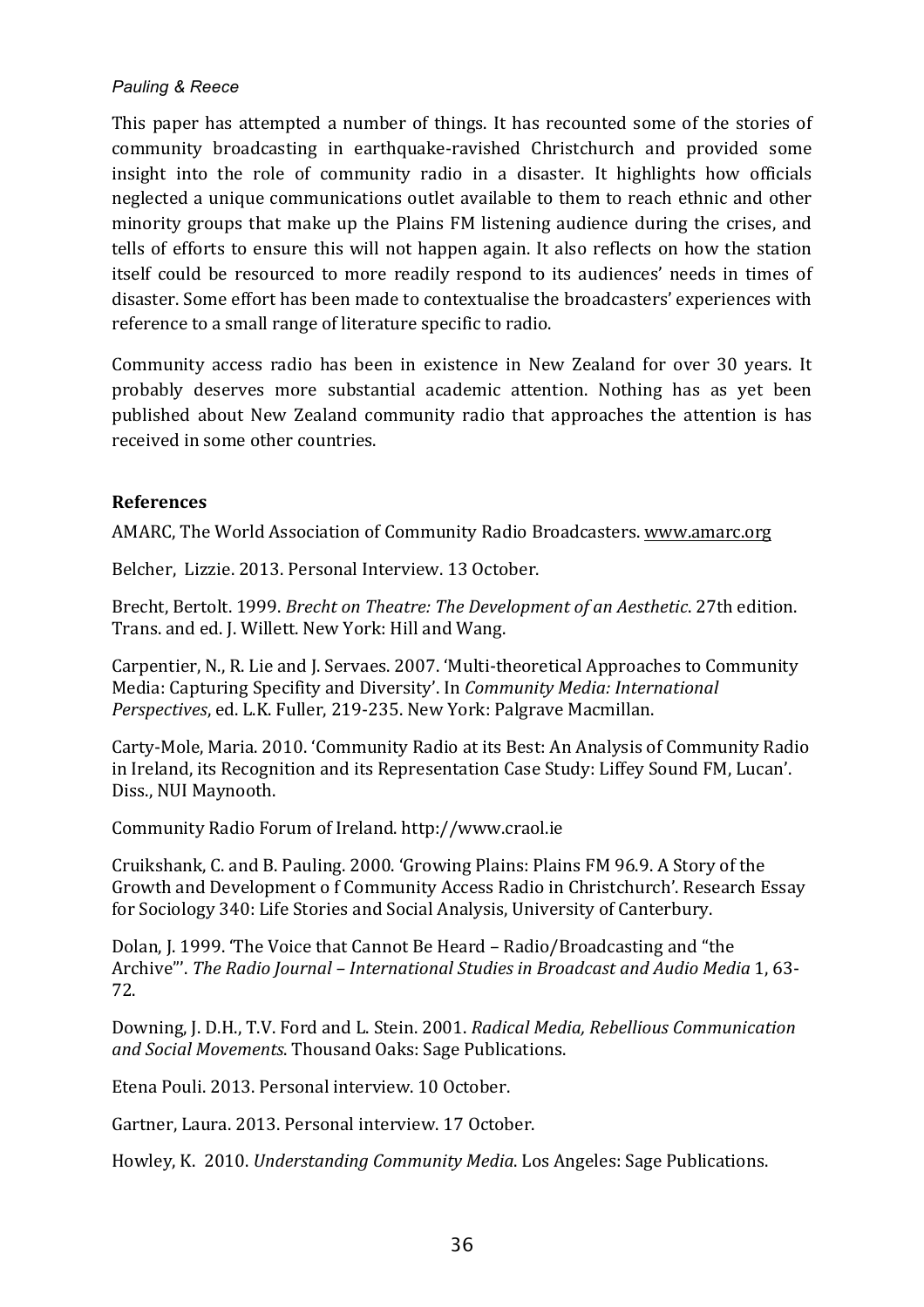This paper has attempted a number of things. It has recounted some of the stories of community broadcasting in earthquake-ravished Christchurch and provided some insight into the role of community radio in a disaster. It highlights how officials neglected a unique communications outlet available to them to reach ethnic and other minority groups that make up the Plains FM listening audience during the crises, and tells of efforts to ensure this will not happen again. It also reflects on how the station itself could be resourced to more readily respond to its audiences' needs in times of disaster. Some effort has been made to contextualise the broadcasters' experiences with reference to a small range of literature specific to radio.

Community access radio has been in existence in New Zealand for over 30 years. It probably deserves more substantial academic attention. Nothing has as yet been published about New Zealand community radio that approaches the attention is has received in some other countries.

## References

AMARC, The World Association of Community Radio Broadcasters. www.amarc.org

Belcher, Lizzie. 2013. Personal Interview. 13 October.

Brecht, Bertolt. 1999. *Brecht on Theatre: The Development of an Aesthetic*. 27th edition. Trans. and ed. J. Willett. New York: Hill and Wang.

Carpentier, N., R. Lie and J. Servaes. 2007. 'Multi-theoretical Approaches to Community Media: Capturing Specifity and Diversity'. In *Community Media: International Perspectives*, ed. L.K. Fuller, 219-235. New York: Palgrave Macmillan.

Carty-Mole, Maria. 2010. 'Community Radio at its Best: An Analysis of Community Radio in Ireland, its Recognition and its Representation Case Study: Liffey Sound FM, Lucan'. Diss., NUI Maynooth.

Community Radio Forum of Ireland. http://www.craol.ie

Cruikshank, C. and B. Pauling. 2000. 'Growing Plains: Plains FM 96.9. A Story of the Growth and Development o f Community Access Radio in Christchurch'. Research Essay for Sociology 340: Life Stories and Social Analysis, University of Canterbury.

Dolan, J. 1999. 'The Voice that Cannot Be Heard – Radio/Broadcasting and "the Archive"'. *The Radio Journal – International Studies in Broadcast and Audio Media* 1, 63-72.

Downing, J. D.H., T.V. Ford and L. Stein. 2001. *Radical Media, Rebellious Communication and Social Movements*. Thousand Oaks: Sage Publications.

Etena Pouli. 2013. Personal interview. 10 October.

Gartner, Laura. 2013. Personal interview. 17 October.

Howley, K. 2010. *Understanding Community Media*. Los Angeles: Sage Publications.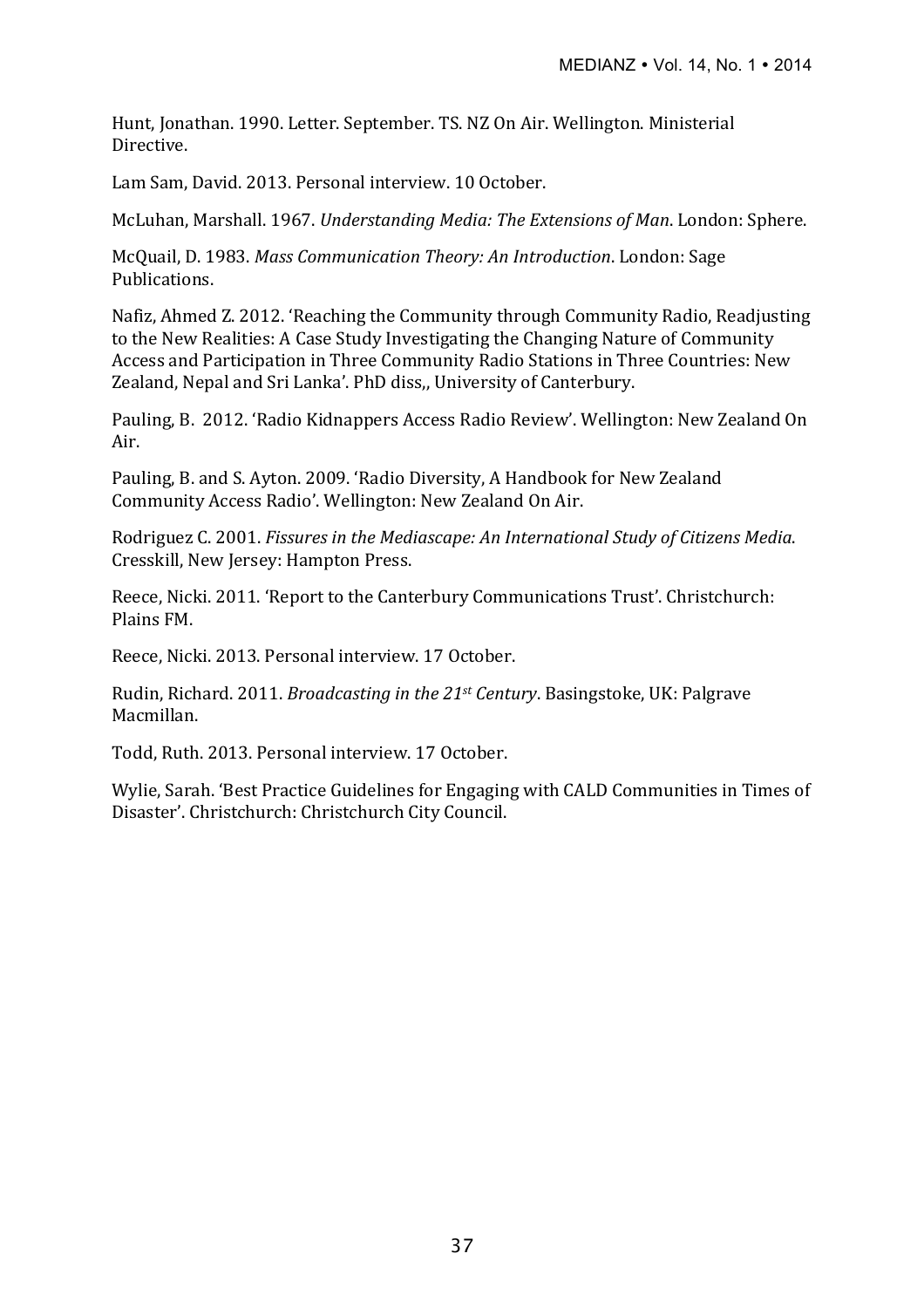Hunt, Jonathan. 1990. Letter. September. TS. NZ On Air. Wellington. Ministerial Directive.

Lam Sam, David. 2013. Personal interview. 10 October.

McLuhan, Marshall. 1967. *Understanding Media: The Extensions of Man*. London: Sphere.

McQuail, D. 1983. *Mass Communication Theory: An Introduction*. London: Sage Publications.

Nafiz, Ahmed Z. 2012. 'Reaching the Community through Community Radio, Readjusting to the New Realities: A Case Study Investigating the Changing Nature of Community Access and Participation in Three Community Radio Stations in Three Countries: New Zealand, Nepal and Sri Lanka'. PhD diss,, University of Canterbury.

Pauling, B. 2012. 'Radio Kidnappers Access Radio Review'. Wellington: New Zealand On Air.

Pauling, B. and S. Ayton. 2009. 'Radio Diversity, A Handbook for New Zealand Community Access Radio'. Wellington: New Zealand On Air.

Rodriguez C. 2001. *Fissures in the Mediascape: An International Study of Citizens Media*. Cresskill, New Jersey: Hampton Press.

Reece, Nicki. 2011. 'Report to the Canterbury Communications Trust'. Christchurch: Plains FM.

Reece, Nicki. 2013. Personal interview. 17 October.

Rudin, Richard. 2011. *Broadcasting in the 21st Century*. Basingstoke, UK: Palgrave Macmillan.

Todd, Ruth. 2013. Personal interview. 17 October.

Wylie, Sarah. 'Best Practice Guidelines for Engaging with CALD Communities in Times of Disaster'. Christchurch: Christchurch City Council.